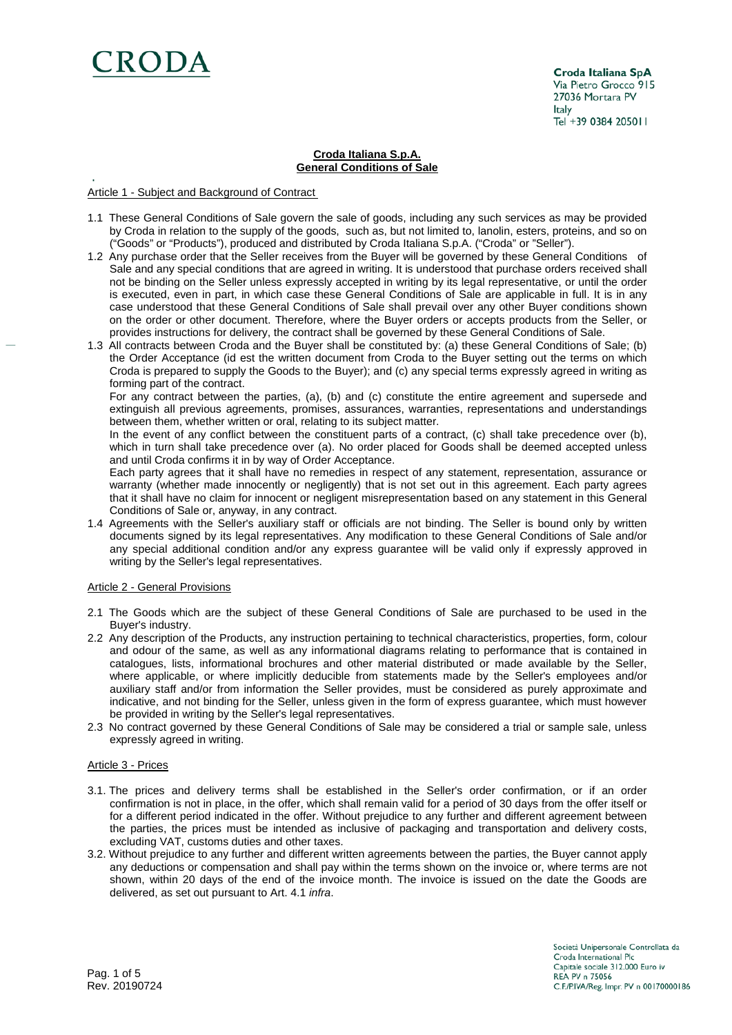CRODA

**Croda Italiana SpA**
Via Pietro Grocco 915
27036 Mortara PV
Italy
Tel +39 0384 205011

# Croda Italiana S.p.A.
# General Conditions of Sale

## Article 1 - Subject and Background of Contract

1.1 These General Conditions of Sale govern the sale of goods, including any such services as may be provided by Croda in relation to the supply of the goods, such as, but not limited to, lanolin, esters, proteins, and so on ("Goods" or "Products"), produced and distributed by Croda Italiana S.p.A. ("Croda" or "Seller").

1.2 Any purchase order that the Seller receives from the Buyer will be governed by these General Conditions of Sale and any special conditions that are agreed in writing. It is understood that purchase orders received shall not be binding on the Seller unless expressly accepted in writing by its legal representative, or until the order is executed, even in part, in which case these General Conditions of Sale are applicable in full. It is in any case understood that these General Conditions of Sale shall prevail over any other Buyer conditions shown on the order or other document. Therefore, where the Buyer orders or accepts products from the Seller, or provides instructions for delivery, the contract shall be governed by these General Conditions of Sale.

1.3 All contracts between Croda and the Buyer shall be constituted by: (a) these General Conditions of Sale; (b) the Order Acceptance (id est the written document from Croda to the Buyer setting out the terms on which Croda is prepared to supply the Goods to the Buyer); and (c) any special terms expressly agreed in writing as forming part of the contract.

For any contract between the parties, (a), (b) and (c) constitute the entire agreement and supersede and extinguish all previous agreements, promises, assurances, warranties, representations and understandings between them, whether written or oral, relating to its subject matter.

In the event of any conflict between the constituent parts of a contract, (c) shall take precedence over (b), which in turn shall take precedence over (a). No order placed for Goods shall be deemed accepted unless and until Croda confirms it in by way of Order Acceptance.

Each party agrees that it shall have no remedies in respect of any statement, representation, assurance or warranty (whether made innocently or negligently) that is not set out in this agreement. Each party agrees that it shall have no claim for innocent or negligent misrepresentation based on any statement in this General Conditions of Sale or, anyway, in any contract.

1.4 Agreements with the Seller's auxiliary staff or officials are not binding. The Seller is bound only by written documents signed by its legal representatives. Any modification to these General Conditions of Sale and/or any special additional condition and/or any express guarantee will be valid only if expressly approved in writing by the Seller's legal representatives.

## Article 2 - General Provisions

2.1 The Goods which are the subject of these General Conditions of Sale are purchased to be used in the Buyer's industry.

2.2 Any description of the Products, any instruction pertaining to technical characteristics, properties, form, colour and odour of the same, as well as any informational diagrams relating to performance that is contained in catalogues, lists, informational brochures and other material distributed or made available by the Seller, where applicable, or where implicitly deducible from statements made by the Seller's employees and/or auxiliary staff and/or from information the Seller provides, must be considered as purely approximate and indicative, and not binding for the Seller, unless given in the form of express guarantee, which must however be provided in writing by the Seller's legal representatives.

2.3 No contract governed by these General Conditions of Sale may be considered a trial or sample sale, unless expressly agreed in writing.

## Article 3 - Prices

3.1. The prices and delivery terms shall be established in the Seller's order confirmation, or if an order confirmation is not in place, in the offer, which shall remain valid for a period of 30 days from the offer itself or for a different period indicated in the offer. Without prejudice to any further and different agreement between the parties, the prices must be intended as inclusive of packaging and transportation and delivery costs, excluding VAT, customs duties and other taxes.

3.2. Without prejudice to any further and different written agreements between the parties, the Buyer cannot apply any deductions or compensation and shall pay within the terms shown on the invoice or, where terms are not shown, within 20 days of the end of the invoice month. The invoice is issued on the date the Goods are delivered, as set out pursuant to Art. 4.1 *infra*.

Rev. 20190724

Società Unipersonale Controllata da Croda International Plc
Capitale sociale 312.000 Euro iv
REA PV n 75056
C.F./P.IVA/Reg. Impr. PV n 00170000186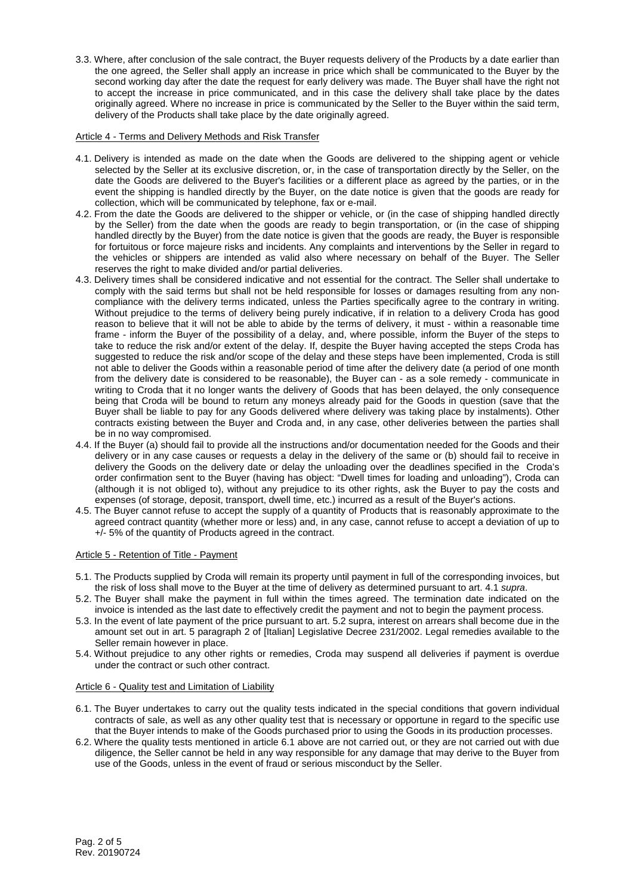3.3. Where, after conclusion of the sale contract, the Buyer requests delivery of the Products by a date earlier than the one agreed, the Seller shall apply an increase in price which shall be communicated to the Buyer by the second working day after the date the request for early delivery was made. The Buyer shall have the right not to accept the increase in price communicated, and in this case the delivery shall take place by the dates originally agreed. Where no increase in price is communicated by the Seller to the Buyer within the said term, delivery of the Products shall take place by the date originally agreed.

Article 4 - Terms and Delivery Methods and Risk Transfer

4.1. Delivery is intended as made on the date when the Goods are delivered to the shipping agent or vehicle selected by the Seller at its exclusive discretion, or, in the case of transportation directly by the Seller, on the date the Goods are delivered to the Buyer's facilities or a different place as agreed by the parties, or in the event the shipping is handled directly by the Buyer, on the date notice is given that the goods are ready for collection, which will be communicated by telephone, fax or e-mail.

4.2. From the date the Goods are delivered to the shipper or vehicle, or (in the case of shipping handled directly by the Seller) from the date when the goods are ready to begin transportation, or (in the case of shipping handled directly by the Buyer) from the date notice is given that the goods are ready, the Buyer is responsible for fortuitous or force majeure risks and incidents. Any complaints and interventions by the Seller in regard to the vehicles or shippers are intended as valid also where necessary on behalf of the Buyer. The Seller reserves the right to make divided and/or partial deliveries.

4.3. Delivery times shall be considered indicative and not essential for the contract. The Seller shall undertake to comply with the said terms but shall not be held responsible for losses or damages resulting from any non-compliance with the delivery terms indicated, unless the Parties specifically agree to the contrary in writing. Without prejudice to the terms of delivery being purely indicative, if in relation to a delivery Croda has good reason to believe that it will not be able to abide by the terms of delivery, it must - within a reasonable time frame - inform the Buyer of the possibility of a delay, and, where possible, inform the Buyer of the steps to take to reduce the risk and/or extent of the delay. If, despite the Buyer having accepted the steps Croda has suggested to reduce the risk and/or scope of the delay and these steps have been implemented, Croda is still not able to deliver the Goods within a reasonable period of time after the delivery date (a period of one month from the delivery date is considered to be reasonable), the Buyer can - as a sole remedy - communicate in writing to Croda that it no longer wants the delivery of Goods that has been delayed, the only consequence being that Croda will be bound to return any moneys already paid for the Goods in question (save that the Buyer shall be liable to pay for any Goods delivered where delivery was taking place by instalments). Other contracts existing between the Buyer and Croda and, in any case, other deliveries between the parties shall be in no way compromised.

4.4. If the Buyer (a) should fail to provide all the instructions and/or documentation needed for the Goods and their delivery or in any case causes or requests a delay in the delivery of the same or (b) should fail to receive in delivery the Goods on the delivery date or delay the unloading over the deadlines specified in the Croda's order confirmation sent to the Buyer (having has object: "Dwell times for loading and unloading"), Croda can (although it is not obliged to), without any prejudice to its other rights, ask the Buyer to pay the costs and expenses (of storage, deposit, transport, dwell time, etc.) incurred as a result of the Buyer's actions.

4.5. The Buyer cannot refuse to accept the supply of a quantity of Products that is reasonably approximate to the agreed contract quantity (whether more or less) and, in any case, cannot refuse to accept a deviation of up to +/- 5% of the quantity of Products agreed in the contract.

Article 5 - Retention of Title - Payment

5.1. The Products supplied by Croda will remain its property until payment in full of the corresponding invoices, but the risk of loss shall move to the Buyer at the time of delivery as determined pursuant to art. 4.1 *supra*.

5.2. The Buyer shall make the payment in full within the times agreed. The termination date indicated on the invoice is intended as the last date to effectively credit the payment and not to begin the payment process.

5.3. In the event of late payment of the price pursuant to art. 5.2 supra, interest on arrears shall become due in the amount set out in art. 5 paragraph 2 of [Italian] Legislative Decree 231/2002. Legal remedies available to the Seller remain however in place.

5.4. Without prejudice to any other rights or remedies, Croda may suspend all deliveries if payment is overdue under the contract or such other contract.

Article 6 - Quality test and Limitation of Liability

6.1. The Buyer undertakes to carry out the quality tests indicated in the special conditions that govern individual contracts of sale, as well as any other quality test that is necessary or opportune in regard to the specific use that the Buyer intends to make of the Goods purchased prior to using the Goods in its production processes.

6.2. Where the quality tests mentioned in article 6.1 above are not carried out, or they are not carried out with due diligence, the Seller cannot be held in any way responsible for any damage that may derive to the Buyer from use of the Goods, unless in the event of fraud or serious misconduct by the Seller.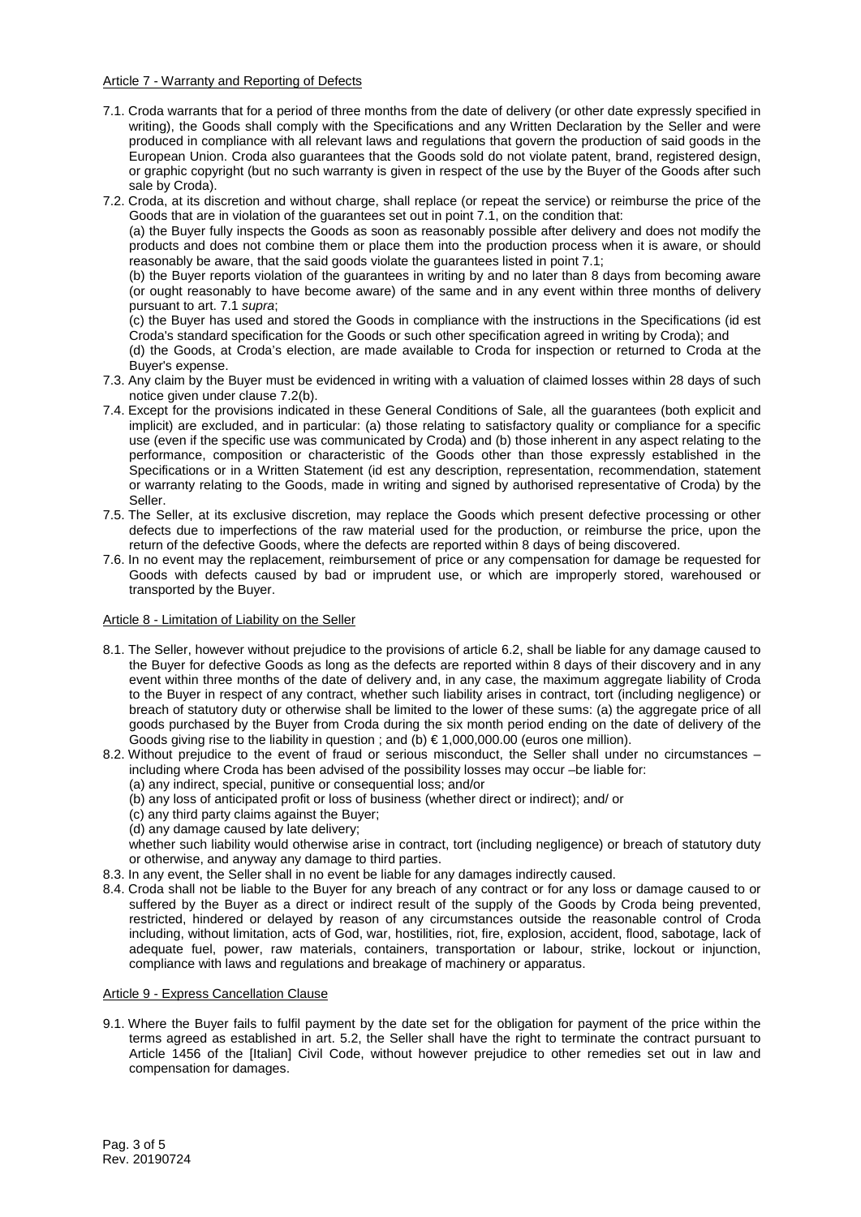## Article 7 - Warranty and Reporting of Defects

7.1. Croda warrants that for a period of three months from the date of delivery (or other date expressly specified in writing), the Goods shall comply with the Specifications and any Written Declaration by the Seller and were produced in compliance with all relevant laws and regulations that govern the production of said goods in the European Union. Croda also guarantees that the Goods sold do not violate patent, brand, registered design, or graphic copyright (but no such warranty is given in respect of the use by the Buyer of the Goods after such sale by Croda).

7.2. Croda, at its discretion and without charge, shall replace (or repeat the service) or reimburse the price of the Goods that are in violation of the guarantees set out in point 7.1, on the condition that:

(a) the Buyer fully inspects the Goods as soon as reasonably possible after delivery and does not modify the products and does not combine them or place them into the production process when it is aware, or should reasonably be aware, that the said goods violate the guarantees listed in point 7.1;

(b) the Buyer reports violation of the guarantees in writing by and no later than 8 days from becoming aware (or ought reasonably to have become aware) of the same and in any event within three months of delivery pursuant to art. 7.1 *supra*;

(c) the Buyer has used and stored the Goods in compliance with the instructions in the Specifications (id est Croda's standard specification for the Goods or such other specification agreed in writing by Croda); and

(d) the Goods, at Croda's election, are made available to Croda for inspection or returned to Croda at the Buyer's expense.

7.3. Any claim by the Buyer must be evidenced in writing with a valuation of claimed losses within 28 days of such notice given under clause 7.2(b).

7.4. Except for the provisions indicated in these General Conditions of Sale, all the guarantees (both explicit and implicit) are excluded, and in particular: (a) those relating to satisfactory quality or compliance for a specific use (even if the specific use was communicated by Croda) and (b) those inherent in any aspect relating to the performance, composition or characteristic of the Goods other than those expressly established in the Specifications or in a Written Statement (id est any description, representation, recommendation, statement or warranty relating to the Goods, made in writing and signed by authorised representative of Croda) by the Seller.

7.5. The Seller, at its exclusive discretion, may replace the Goods which present defective processing or other defects due to imperfections of the raw material used for the production, or reimburse the price, upon the return of the defective Goods, where the defects are reported within 8 days of being discovered.

7.6. In no event may the replacement, reimbursement of price or any compensation for damage be requested for Goods with defects caused by bad or imprudent use, or which are improperly stored, warehoused or transported by the Buyer.

## Article 8 - Limitation of Liability on the Seller

8.1. The Seller, however without prejudice to the provisions of article 6.2, shall be liable for any damage caused to the Buyer for defective Goods as long as the defects are reported within 8 days of their discovery and in any event within three months of the date of delivery and, in any case, the maximum aggregate liability of Croda to the Buyer in respect of any contract, whether such liability arises in contract, tort (including negligence) or breach of statutory duty or otherwise shall be limited to the lower of these sums: (a) the aggregate price of all goods purchased by the Buyer from Croda during the six month period ending on the date of delivery of the Goods giving rise to the liability in question ; and (b) € 1,000,000.00 (euros one million).

8.2. Without prejudice to the event of fraud or serious misconduct, the Seller shall under no circumstances – including where Croda has been advised of the possibility losses may occur –be liable for:

(a) any indirect, special, punitive or consequential loss; and/or

(b) any loss of anticipated profit or loss of business (whether direct or indirect); and/ or

(c) any third party claims against the Buyer;

(d) any damage caused by late delivery;

whether such liability would otherwise arise in contract, tort (including negligence) or breach of statutory duty or otherwise, and anyway any damage to third parties.

8.3. In any event, the Seller shall in no event be liable for any damages indirectly caused.

8.4. Croda shall not be liable to the Buyer for any breach of any contract or for any loss or damage caused to or suffered by the Buyer as a direct or indirect result of the supply of the Goods by Croda being prevented, restricted, hindered or delayed by reason of any circumstances outside the reasonable control of Croda including, without limitation, acts of God, war, hostilities, riot, fire, explosion, accident, flood, sabotage, lack of adequate fuel, power, raw materials, containers, transportation or labour, strike, lockout or injunction, compliance with laws and regulations and breakage of machinery or apparatus.

## Article 9 - Express Cancellation Clause

9.1. Where the Buyer fails to fulfil payment by the date set for the obligation for payment of the price within the terms agreed as established in art. 5.2, the Seller shall have the right to terminate the contract pursuant to Article 1456 of the [Italian] Civil Code, without however prejudice to other remedies set out in law and compensation for damages.

Rev. 20190724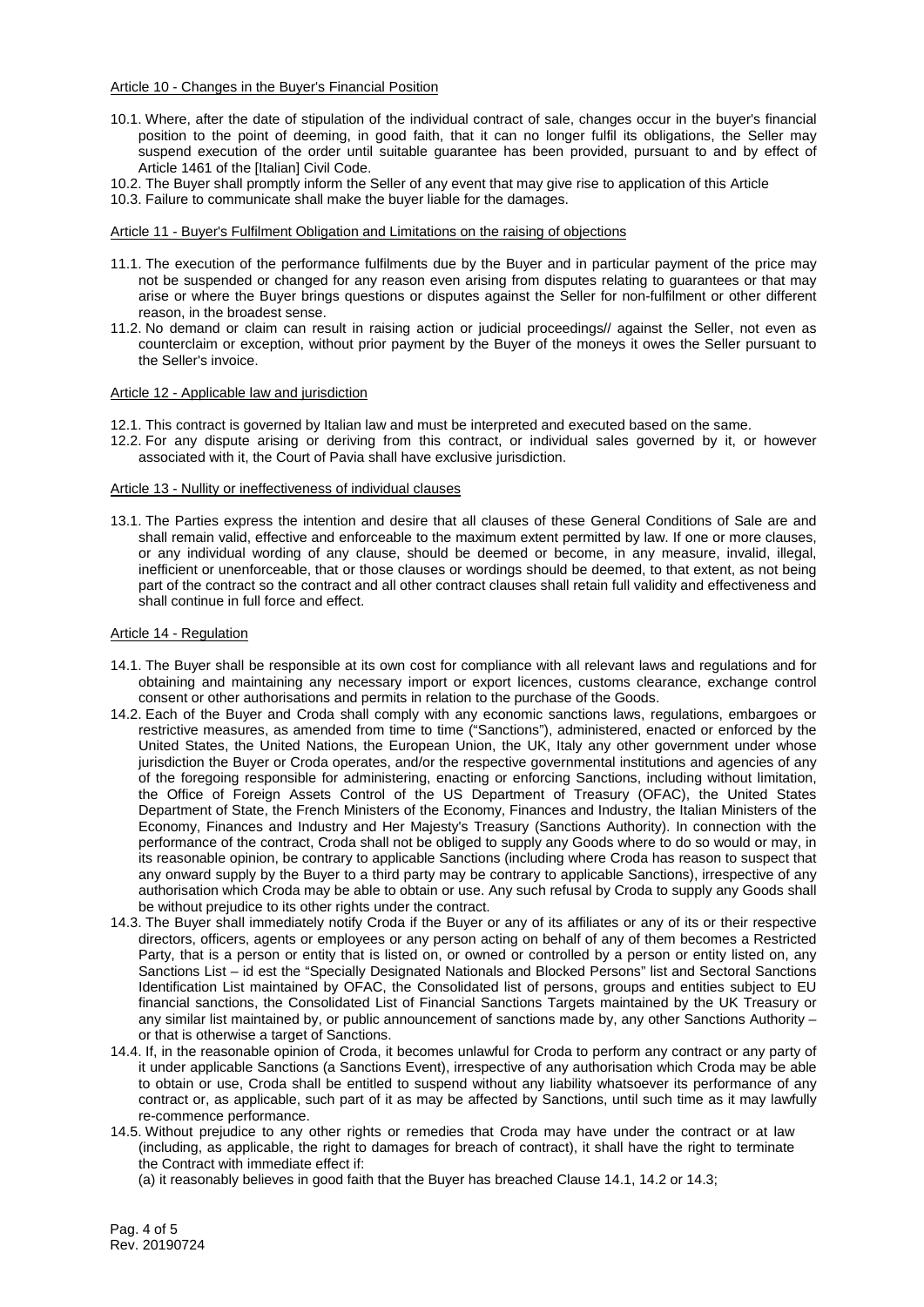Article 10 - Changes in the Buyer's Financial Position

10.1. Where, after the date of stipulation of the individual contract of sale, changes occur in the buyer's financial position to the point of deeming, in good faith, that it can no longer fulfil its obligations, the Seller may suspend execution of the order until suitable guarantee has been provided, pursuant to and by effect of Article 1461 of the [Italian] Civil Code.

10.2. The Buyer shall promptly inform the Seller of any event that may give rise to application of this Article

10.3. Failure to communicate shall make the buyer liable for the damages.

Article 11 - Buyer's Fulfilment Obligation and Limitations on the raising of objections

11.1. The execution of the performance fulfilments due by the Buyer and in particular payment of the price may not be suspended or changed for any reason even arising from disputes relating to guarantees or that may arise or where the Buyer brings questions or disputes against the Seller for non-fulfilment or other different reason, in the broadest sense.

11.2. No demand or claim can result in raising action or judicial proceedings// against the Seller, not even as counterclaim or exception, without prior payment by the Buyer of the moneys it owes the Seller pursuant to the Seller's invoice.

Article 12 - Applicable law and jurisdiction

12.1. This contract is governed by Italian law and must be interpreted and executed based on the same.

12.2. For any dispute arising or deriving from this contract, or individual sales governed by it, or however associated with it, the Court of Pavia shall have exclusive jurisdiction.

Article 13 - Nullity or ineffectiveness of individual clauses

13.1. The Parties express the intention and desire that all clauses of these General Conditions of Sale are and shall remain valid, effective and enforceable to the maximum extent permitted by law. If one or more clauses, or any individual wording of any clause, should be deemed or become, in any measure, invalid, illegal, inefficient or unenforceable, that or those clauses or wordings should be deemed, to that extent, as not being part of the contract so the contract and all other contract clauses shall retain full validity and effectiveness and shall continue in full force and effect.

Article 14 - Regulation

14.1. The Buyer shall be responsible at its own cost for compliance with all relevant laws and regulations and for obtaining and maintaining any necessary import or export licences, customs clearance, exchange control consent or other authorisations and permits in relation to the purchase of the Goods.

14.2. Each of the Buyer and Croda shall comply with any economic sanctions laws, regulations, embargoes or restrictive measures, as amended from time to time ("Sanctions"), administered, enacted or enforced by the United States, the United Nations, the European Union, the UK, Italy any other government under whose jurisdiction the Buyer or Croda operates, and/or the respective governmental institutions and agencies of any of the foregoing responsible for administering, enacting or enforcing Sanctions, including without limitation, the Office of Foreign Assets Control of the US Department of Treasury (OFAC), the United States Department of State, the French Ministers of the Economy, Finances and Industry, the Italian Ministers of the Economy, Finances and Industry and Her Majesty's Treasury (Sanctions Authority). In connection with the performance of the contract, Croda shall not be obliged to supply any Goods where to do so would or may, in its reasonable opinion, be contrary to applicable Sanctions (including where Croda has reason to suspect that any onward supply by the Buyer to a third party may be contrary to applicable Sanctions), irrespective of any authorisation which Croda may be able to obtain or use. Any such refusal by Croda to supply any Goods shall be without prejudice to its other rights under the contract.

14.3. The Buyer shall immediately notify Croda if the Buyer or any of its affiliates or any of its or their respective directors, officers, agents or employees or any person acting on behalf of any of them becomes a Restricted Party, that is a person or entity that is listed on, or owned or controlled by a person or entity listed on, any Sanctions List – id est the "Specially Designated Nationals and Blocked Persons" list and Sectoral Sanctions Identification List maintained by OFAC, the Consolidated list of persons, groups and entities subject to EU financial sanctions, the Consolidated List of Financial Sanctions Targets maintained by the UK Treasury or any similar list maintained by, or public announcement of sanctions made by, any other Sanctions Authority – or that is otherwise a target of Sanctions.

14.4. If, in the reasonable opinion of Croda, it becomes unlawful for Croda to perform any contract or any party of it under applicable Sanctions (a Sanctions Event), irrespective of any authorisation which Croda may be able to obtain or use, Croda shall be entitled to suspend without any liability whatsoever its performance of any contract or, as applicable, such part of it as may be affected by Sanctions, until such time as it may lawfully re-commence performance.

14.5. Without prejudice to any other rights or remedies that Croda may have under the contract or at law (including, as applicable, the right to damages for breach of contract), it shall have the right to terminate the Contract with immediate effect if:

(a) it reasonably believes in good faith that the Buyer has breached Clause 14.1, 14.2 or 14.3;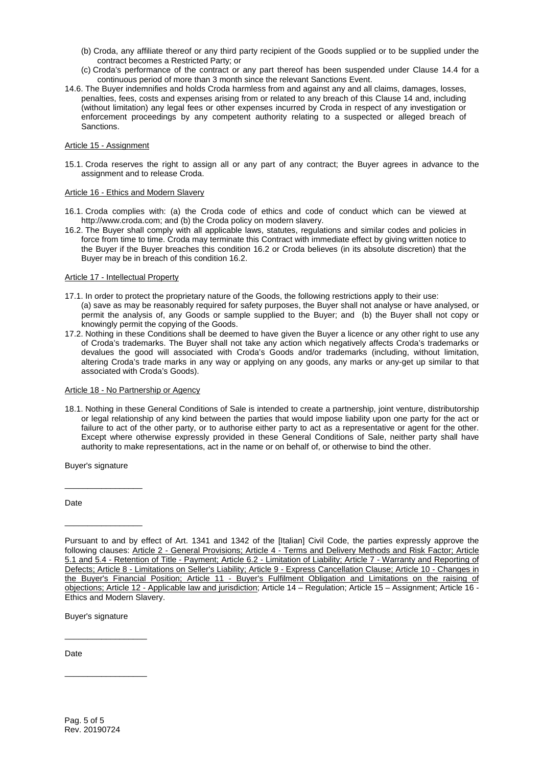(b) Croda, any affiliate thereof or any third party recipient of the Goods supplied or to be supplied under the contract becomes a Restricted Party; or

(c) Croda's performance of the contract or any part thereof has been suspended under Clause 14.4 for a continuous period of more than 3 month since the relevant Sanctions Event.

14.6. The Buyer indemnifies and holds Croda harmless from and against any and all claims, damages, losses, penalties, fees, costs and expenses arising from or related to any breach of this Clause 14 and, including (without limitation) any legal fees or other expenses incurred by Croda in respect of any investigation or enforcement proceedings by any competent authority relating to a suspected or alleged breach of Sanctions.

Article 15 - Assignment

15.1. Croda reserves the right to assign all or any part of any contract; the Buyer agrees in advance to the assignment and to release Croda.

Article 16 - Ethics and Modern Slavery

16.1. Croda complies with: (a) the Croda code of ethics and code of conduct which can be viewed at http://www.croda.com; and (b) the Croda policy on modern slavery.

16.2. The Buyer shall comply with all applicable laws, statutes, regulations and similar codes and policies in force from time to time. Croda may terminate this Contract with immediate effect by giving written notice to the Buyer if the Buyer breaches this condition 16.2 or Croda believes (in its absolute discretion) that the Buyer may be in breach of this condition 16.2.

Article 17 - Intellectual Property

17.1. In order to protect the proprietary nature of the Goods, the following restrictions apply to their use: (a) save as may be reasonably required for safety purposes, the Buyer shall not analyse or have analysed, or permit the analysis of, any Goods or sample supplied to the Buyer; and (b) the Buyer shall not copy or knowingly permit the copying of the Goods.

17.2. Nothing in these Conditions shall be deemed to have given the Buyer a licence or any other right to use any of Croda's trademarks. The Buyer shall not take any action which negatively affects Croda's trademarks or devalues the good will associated with Croda's Goods and/or trademarks (including, without limitation, altering Croda's trade marks in any way or applying on any goods, any marks or any-get up similar to that associated with Croda's Goods).

Article 18 - No Partnership or Agency

18.1. Nothing in these General Conditions of Sale is intended to create a partnership, joint venture, distributorship or legal relationship of any kind between the parties that would impose liability upon one party for the act or failure to act of the other party, or to authorise either party to act as a representative or agent for the other. Except where otherwise expressly provided in these General Conditions of Sale, neither party shall have authority to make representations, act in the name or on behalf of, or otherwise to bind the other.

Buyer's signature

_________________

Date

_________________

Pursuant to and by effect of Art. 1341 and 1342 of the [Italian] Civil Code, the parties expressly approve the following clauses: Article 2 - General Provisions; Article 4 - Terms and Delivery Methods and Risk Factor; Article 5.1 and 5.4 - Retention of Title - Payment; Article 6.2 - Limitation of Liability; Article 7 - Warranty and Reporting of Defects; Article 8 - Limitations on Seller's Liability; Article 9 - Express Cancellation Clause; Article 10 - Changes in the Buyer's Financial Position; Article 11 - Buyer's Fulfilment Obligation and Limitations on the raising of objections; Article 12 - Applicable law and jurisdiction; Article 14 – Regulation; Article 15 – Assignment; Article 16 - Ethics and Modern Slavery.

Buyer's signature

__________________

Date

__________________

Rev. 20190724